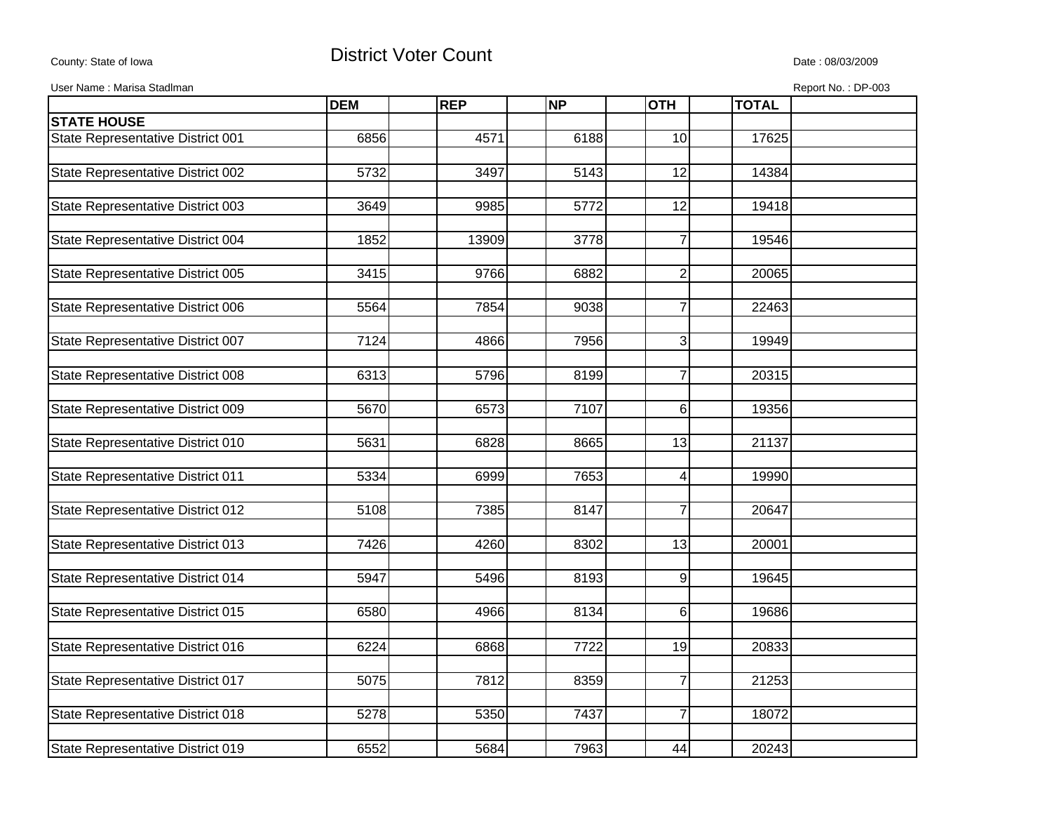County: State of Iowa

# District Voter Count

Date : 08/03/2009

User Name : Marisa Stadlman

Report No. : DP-003

| | DEM | REP | NP | OTH | TOTAL |
|---|---|---|---|---|---|
| **STATE HOUSE** | | | | | |
| State Representative District 001 | 6856 | 4571 | 6188 | 10 | 17625 |
| State Representative District 002 | 5732 | 3497 | 5143 | 12 | 14384 |
| State Representative District 003 | 3649 | 9985 | 5772 | 12 | 19418 |
| State Representative District 004 | 1852 | 13909 | 3778 | 7 | 19546 |
| State Representative District 005 | 3415 | 9766 | 6882 | 2 | 20065 |
| State Representative District 006 | 5564 | 7854 | 9038 | 7 | 22463 |
| State Representative District 007 | 7124 | 4866 | 7956 | 3 | 19949 |
| State Representative District 008 | 6313 | 5796 | 8199 | 7 | 20315 |
| State Representative District 009 | 5670 | 6573 | 7107 | 6 | 19356 |
| State Representative District 010 | 5631 | 6828 | 8665 | 13 | 21137 |
| State Representative District 011 | 5334 | 6999 | 7653 | 4 | 19990 |
| State Representative District 012 | 5108 | 7385 | 8147 | 7 | 20647 |
| State Representative District 013 | 7426 | 4260 | 8302 | 13 | 20001 |
| State Representative District 014 | 5947 | 5496 | 8193 | 9 | 19645 |
| State Representative District 015 | 6580 | 4966 | 8134 | 6 | 19686 |
| State Representative District 016 | 6224 | 6868 | 7722 | 19 | 20833 |
| State Representative District 017 | 5075 | 7812 | 8359 | 7 | 21253 |
| State Representative District 018 | 5278 | 5350 | 7437 | 7 | 18072 |
| State Representative District 019 | 6552 | 5684 | 7963 | 44 | 20243 |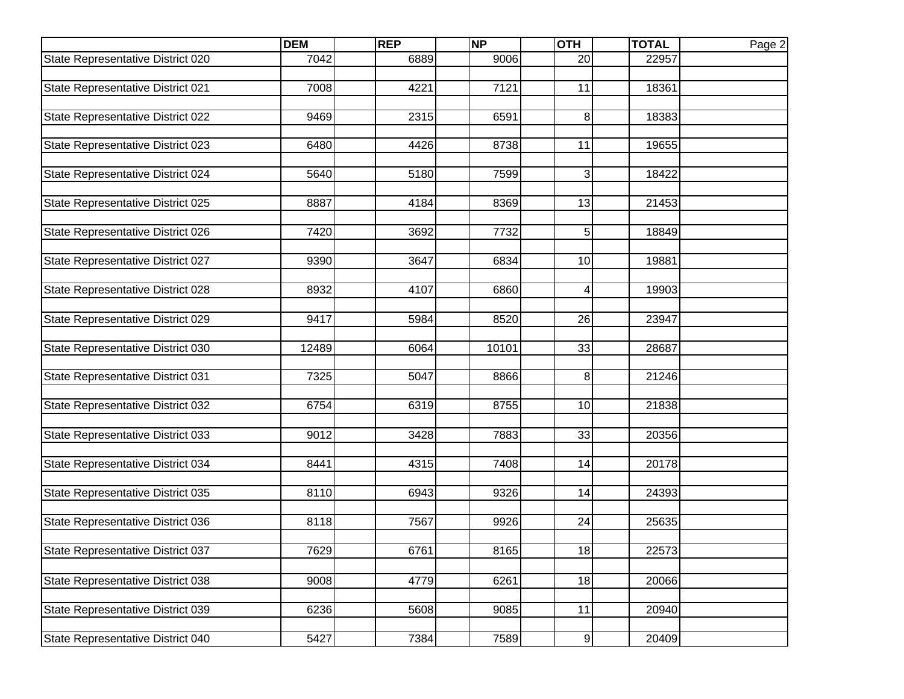| | DEM | REP | NP | OTH | TOTAL |
|---|---|---|---|---|---|
| State Representative District 020 | 7042 | 6889 | 9006 | 20 | 22957 |
| State Representative District 021 | 7008 | 4221 | 7121 | 11 | 18361 |
| State Representative District 022 | 9469 | 2315 | 6591 | 8 | 18383 |
| State Representative District 023 | 6480 | 4426 | 8738 | 11 | 19655 |
| State Representative District 024 | 5640 | 5180 | 7599 | 3 | 18422 |
| State Representative District 025 | 8887 | 4184 | 8369 | 13 | 21453 |
| State Representative District 026 | 7420 | 3692 | 7732 | 5 | 18849 |
| State Representative District 027 | 9390 | 3647 | 6834 | 10 | 19881 |
| State Representative District 028 | 8932 | 4107 | 6860 | 4 | 19903 |
| State Representative District 029 | 9417 | 5984 | 8520 | 26 | 23947 |
| State Representative District 030 | 12489 | 6064 | 10101 | 33 | 28687 |
| State Representative District 031 | 7325 | 5047 | 8866 | 8 | 21246 |
| State Representative District 032 | 6754 | 6319 | 8755 | 10 | 21838 |
| State Representative District 033 | 9012 | 3428 | 7883 | 33 | 20356 |
| State Representative District 034 | 8441 | 4315 | 7408 | 14 | 20178 |
| State Representative District 035 | 8110 | 6943 | 9326 | 14 | 24393 |
| State Representative District 036 | 8118 | 7567 | 9926 | 24 | 25635 |
| State Representative District 037 | 7629 | 6761 | 8165 | 18 | 22573 |
| State Representative District 038 | 9008 | 4779 | 6261 | 18 | 20066 |
| State Representative District 039 | 6236 | 5608 | 9085 | 11 | 20940 |
| State Representative District 040 | 5427 | 7384 | 7589 | 9 | 20409 |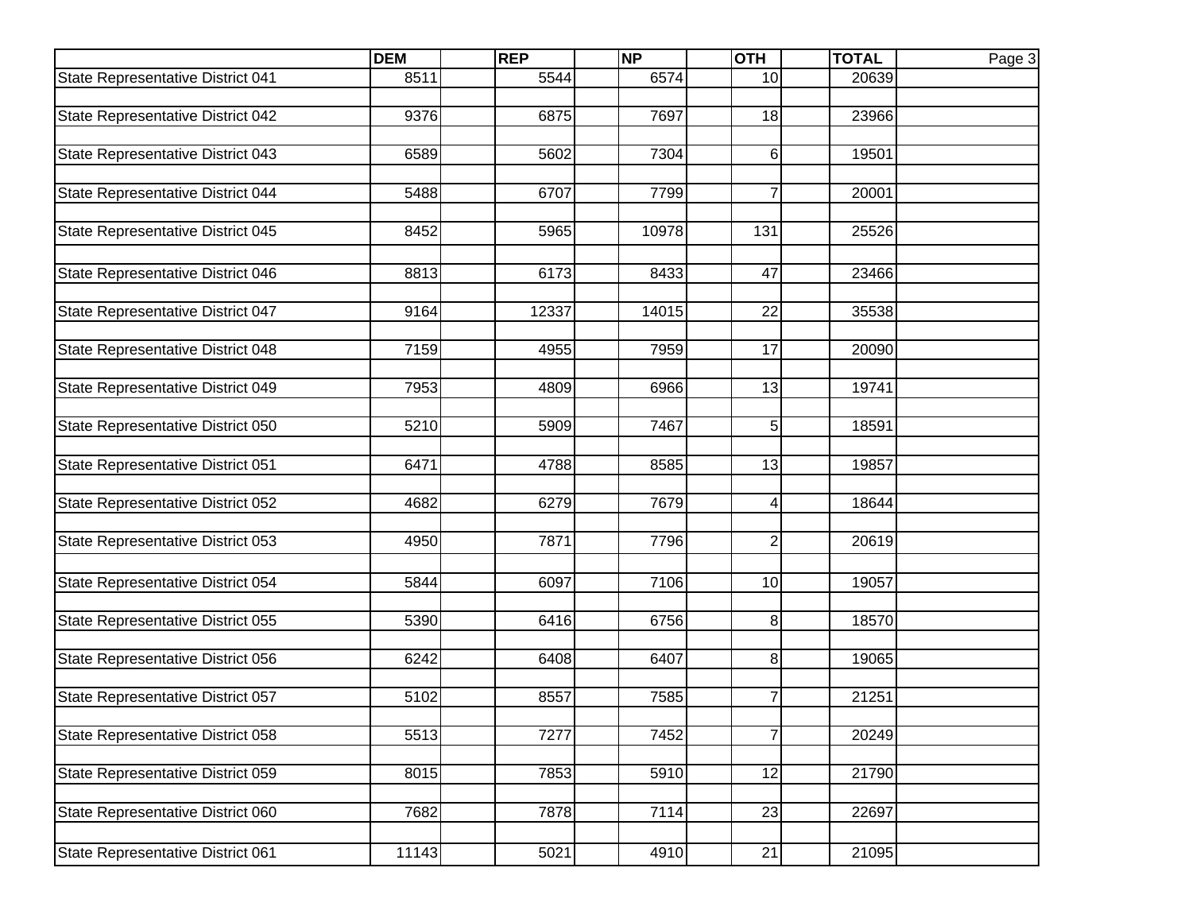| | DEM | REP | NP | OTH | TOTAL |
|---|---|---|---|---|---|
| State Representative District 041 | 8511 | 5544 | 6574 | 10 | 20639 |
| State Representative District 042 | 9376 | 6875 | 7697 | 18 | 23966 |
| State Representative District 043 | 6589 | 5602 | 7304 | 6 | 19501 |
| State Representative District 044 | 5488 | 6707 | 7799 | 7 | 20001 |
| State Representative District 045 | 8452 | 5965 | 10978 | 131 | 25526 |
| State Representative District 046 | 8813 | 6173 | 8433 | 47 | 23466 |
| State Representative District 047 | 9164 | 12337 | 14015 | 22 | 35538 |
| State Representative District 048 | 7159 | 4955 | 7959 | 17 | 20090 |
| State Representative District 049 | 7953 | 4809 | 6966 | 13 | 19741 |
| State Representative District 050 | 5210 | 5909 | 7467 | 5 | 18591 |
| State Representative District 051 | 6471 | 4788 | 8585 | 13 | 19857 |
| State Representative District 052 | 4682 | 6279 | 7679 | 4 | 18644 |
| State Representative District 053 | 4950 | 7871 | 7796 | 2 | 20619 |
| State Representative District 054 | 5844 | 6097 | 7106 | 10 | 19057 |
| State Representative District 055 | 5390 | 6416 | 6756 | 8 | 18570 |
| State Representative District 056 | 6242 | 6408 | 6407 | 8 | 19065 |
| State Representative District 057 | 5102 | 8557 | 7585 | 7 | 21251 |
| State Representative District 058 | 5513 | 7277 | 7452 | 7 | 20249 |
| State Representative District 059 | 8015 | 7853 | 5910 | 12 | 21790 |
| State Representative District 060 | 7682 | 7878 | 7114 | 23 | 22697 |
| State Representative District 061 | 11143 | 5021 | 4910 | 21 | 21095 |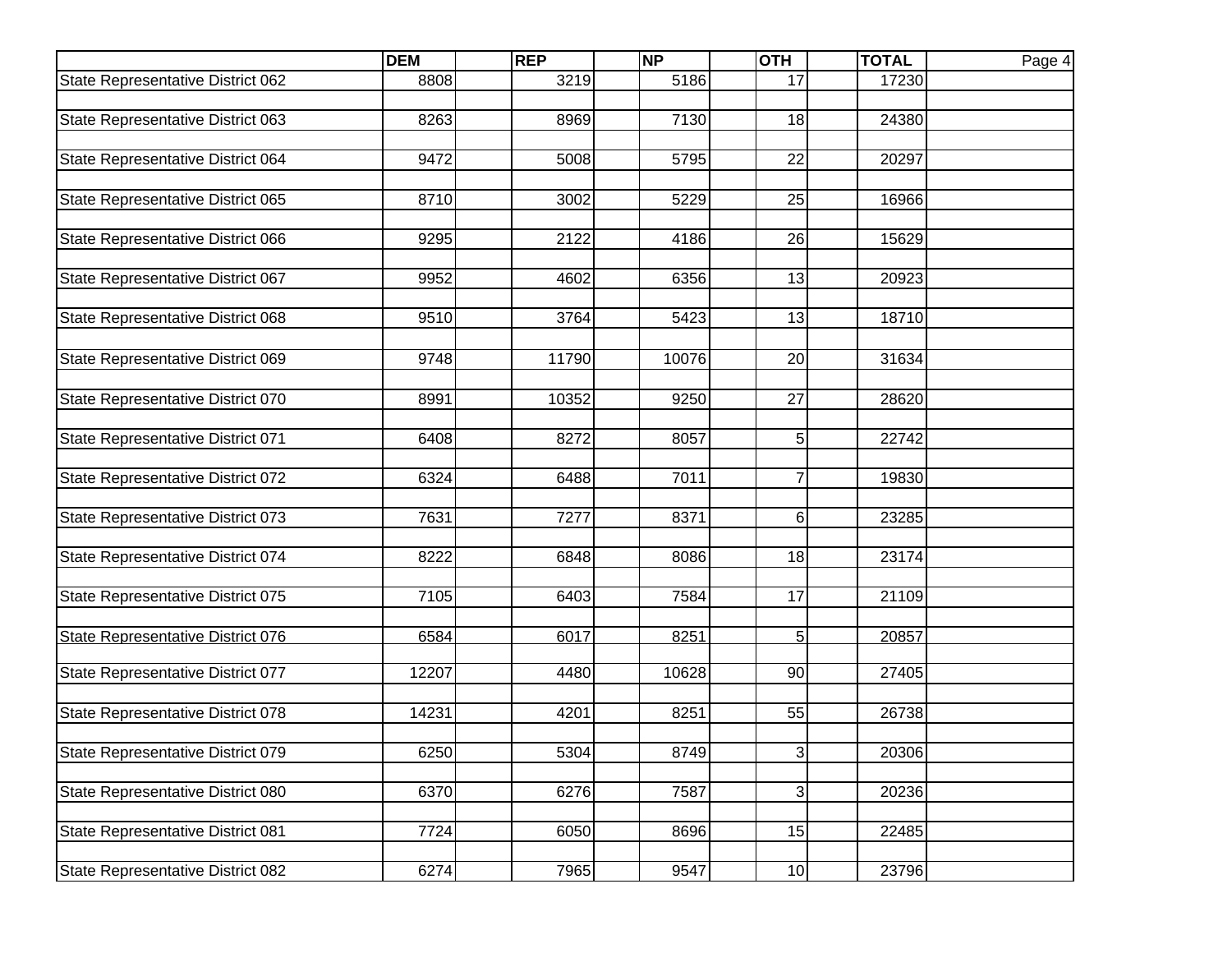| | DEM | REP | NP | OTH | TOTAL |
|---|---|---|---|---|---|
| State Representative District 062 | 8808 | 3219 | 5186 | 17 | 17230 |
| State Representative District 063 | 8263 | 8969 | 7130 | 18 | 24380 |
| State Representative District 064 | 9472 | 5008 | 5795 | 22 | 20297 |
| State Representative District 065 | 8710 | 3002 | 5229 | 25 | 16966 |
| State Representative District 066 | 9295 | 2122 | 4186 | 26 | 15629 |
| State Representative District 067 | 9952 | 4602 | 6356 | 13 | 20923 |
| State Representative District 068 | 9510 | 3764 | 5423 | 13 | 18710 |
| State Representative District 069 | 9748 | 11790 | 10076 | 20 | 31634 |
| State Representative District 070 | 8991 | 10352 | 9250 | 27 | 28620 |
| State Representative District 071 | 6408 | 8272 | 8057 | 5 | 22742 |
| State Representative District 072 | 6324 | 6488 | 7011 | 7 | 19830 |
| State Representative District 073 | 7631 | 7277 | 8371 | 6 | 23285 |
| State Representative District 074 | 8222 | 6848 | 8086 | 18 | 23174 |
| State Representative District 075 | 7105 | 6403 | 7584 | 17 | 21109 |
| State Representative District 076 | 6584 | 6017 | 8251 | 5 | 20857 |
| State Representative District 077 | 12207 | 4480 | 10628 | 90 | 27405 |
| State Representative District 078 | 14231 | 4201 | 8251 | 55 | 26738 |
| State Representative District 079 | 6250 | 5304 | 8749 | 3 | 20306 |
| State Representative District 080 | 6370 | 6276 | 7587 | 3 | 20236 |
| State Representative District 081 | 7724 | 6050 | 8696 | 15 | 22485 |
| State Representative District 082 | 6274 | 7965 | 9547 | 10 | 23796 |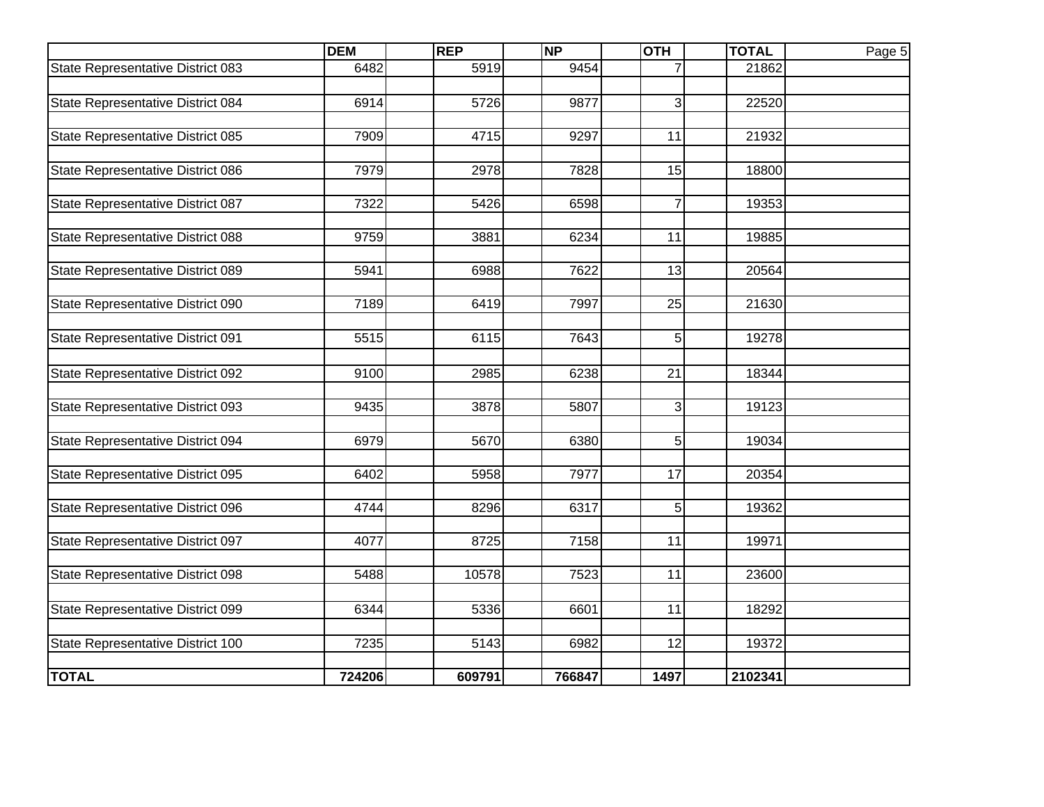| | DEM | REP | NP | OTH | TOTAL |
|---|---|---|---|---|---|
| State Representative District 083 | 6482 | 5919 | 9454 | 7 | 21862 |
| State Representative District 084 | 6914 | 5726 | 9877 | 3 | 22520 |
| State Representative District 085 | 7909 | 4715 | 9297 | 11 | 21932 |
| State Representative District 086 | 7979 | 2978 | 7828 | 15 | 18800 |
| State Representative District 087 | 7322 | 5426 | 6598 | 7 | 19353 |
| State Representative District 088 | 9759 | 3881 | 6234 | 11 | 19885 |
| State Representative District 089 | 5941 | 6988 | 7622 | 13 | 20564 |
| State Representative District 090 | 7189 | 6419 | 7997 | 25 | 21630 |
| State Representative District 091 | 5515 | 6115 | 7643 | 5 | 19278 |
| State Representative District 092 | 9100 | 2985 | 6238 | 21 | 18344 |
| State Representative District 093 | 9435 | 3878 | 5807 | 3 | 19123 |
| State Representative District 094 | 6979 | 5670 | 6380 | 5 | 19034 |
| State Representative District 095 | 6402 | 5958 | 7977 | 17 | 20354 |
| State Representative District 096 | 4744 | 8296 | 6317 | 5 | 19362 |
| State Representative District 097 | 4077 | 8725 | 7158 | 11 | 19971 |
| State Representative District 098 | 5488 | 10578 | 7523 | 11 | 23600 |
| State Representative District 099 | 6344 | 5336 | 6601 | 11 | 18292 |
| State Representative District 100 | 7235 | 5143 | 6982 | 12 | 19372 |
| **TOTAL** | **724206** | **609791** | **766847** | **1497** | **2102341** |